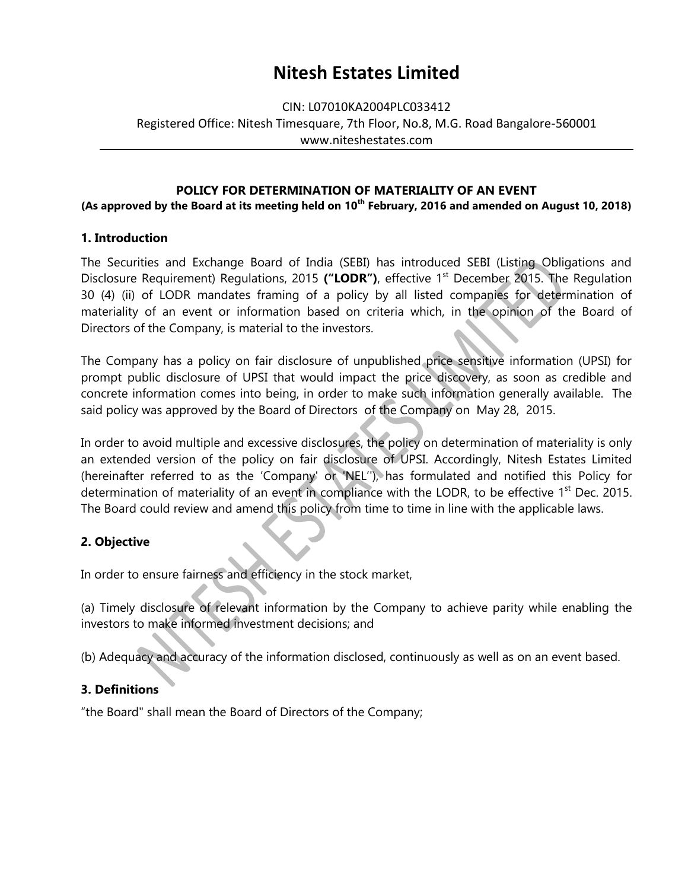# Nitesh Estates Limited

CIN: L07010KA2004PLC033412
Registered Office: Nitesh Timesquare, 7th Floor, No.8, M.G. Road Bangalore-560001
www.niteshestates.com

---

**POLICY FOR DETERMINATION OF MATERIALITY OF AN EVENT**
**(As approved by the Board at its meeting held on 10th February, 2016 and amended on August 10, 2018)**

## 1. Introduction

The Securities and Exchange Board of India (SEBI) has introduced SEBI (Listing Obligations and Disclosure Requirement) Regulations, 2015 **("LODR")**, effective 1st December 2015. The Regulation 30 (4) (ii) of LODR mandates framing of a policy by all listed companies for determination of materiality of an event or information based on criteria which, in the opinion of the Board of Directors of the Company, is material to the investors.

The Company has a policy on fair disclosure of unpublished price sensitive information (UPSI) for prompt public disclosure of UPSI that would impact the price discovery, as soon as credible and concrete information comes into being, in order to make such information generally available. The said policy was approved by the Board of Directors of the Company on May 28, 2015.

In order to avoid multiple and excessive disclosures, the policy on determination of materiality is only an extended version of the policy on fair disclosure of UPSI. Accordingly, Nitesh Estates Limited (hereinafter referred to as the 'Company' or 'NEL''), has formulated and notified this Policy for determination of materiality of an event in compliance with the LODR, to be effective 1st Dec. 2015. The Board could review and amend this policy from time to time in line with the applicable laws.

## 2. Objective

In order to ensure fairness and efficiency in the stock market,

(a) Timely disclosure of relevant information by the Company to achieve parity while enabling the investors to make informed investment decisions; and

(b) Adequacy and accuracy of the information disclosed, continuously as well as on an event based.

## 3. Definitions

"the Board" shall mean the Board of Directors of the Company;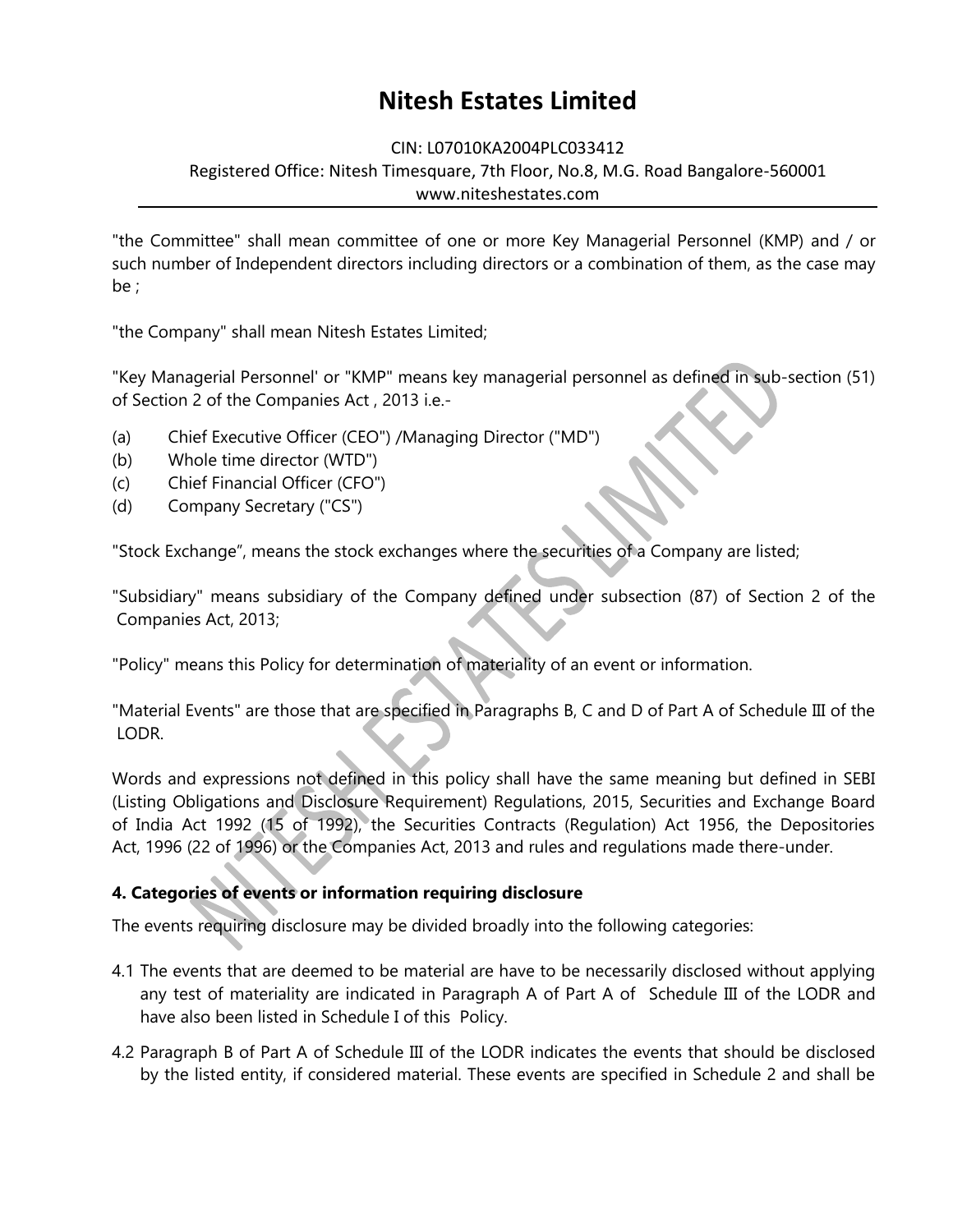"the Committee" shall mean committee of one or more Key Managerial Personnel (KMP) and / or such number of Independent directors including directors or a combination of them, as the case may be ;

"the Company" shall mean Nitesh Estates Limited;

"Key Managerial Personnel' or "KMP" means key managerial personnel as defined in sub-section (51) of Section 2 of the Companies Act , 2013 i.e.-

(a) Chief Executive Officer (CEO") /Managing Director ("MD")
(b) Whole time director (WTD")
(c) Chief Financial Officer (CFO")
(d) Company Secretary ("CS")

"Stock Exchange", means the stock exchanges where the securities of a Company are listed;

"Subsidiary" means subsidiary of the Company defined under subsection (87) of Section 2 of the Companies Act, 2013;

"Policy" means this Policy for determination of materiality of an event or information.

"Material Events" are those that are specified in Paragraphs B, C and D of Part A of Schedule III of the LODR.

Words and expressions not defined in this policy shall have the same meaning but defined in SEBI (Listing Obligations and Disclosure Requirement) Regulations, 2015, Securities and Exchange Board of India Act 1992 (15 of 1992), the Securities Contracts (Regulation) Act 1956, the Depositories Act, 1996 (22 of 1996) or the Companies Act, 2013 and rules and regulations made there-under.

**4. Categories of events or information requiring disclosure**

The events requiring disclosure may be divided broadly into the following categories:

4.1 The events that are deemed to be material are have to be necessarily disclosed without applying any test of materiality are indicated in Paragraph A of Part A of Schedule III of the LODR and have also been listed in Schedule I of this Policy.

4.2 Paragraph B of Part A of Schedule III of the LODR indicates the events that should be disclosed by the listed entity, if considered material. These events are specified in Schedule 2 and shall be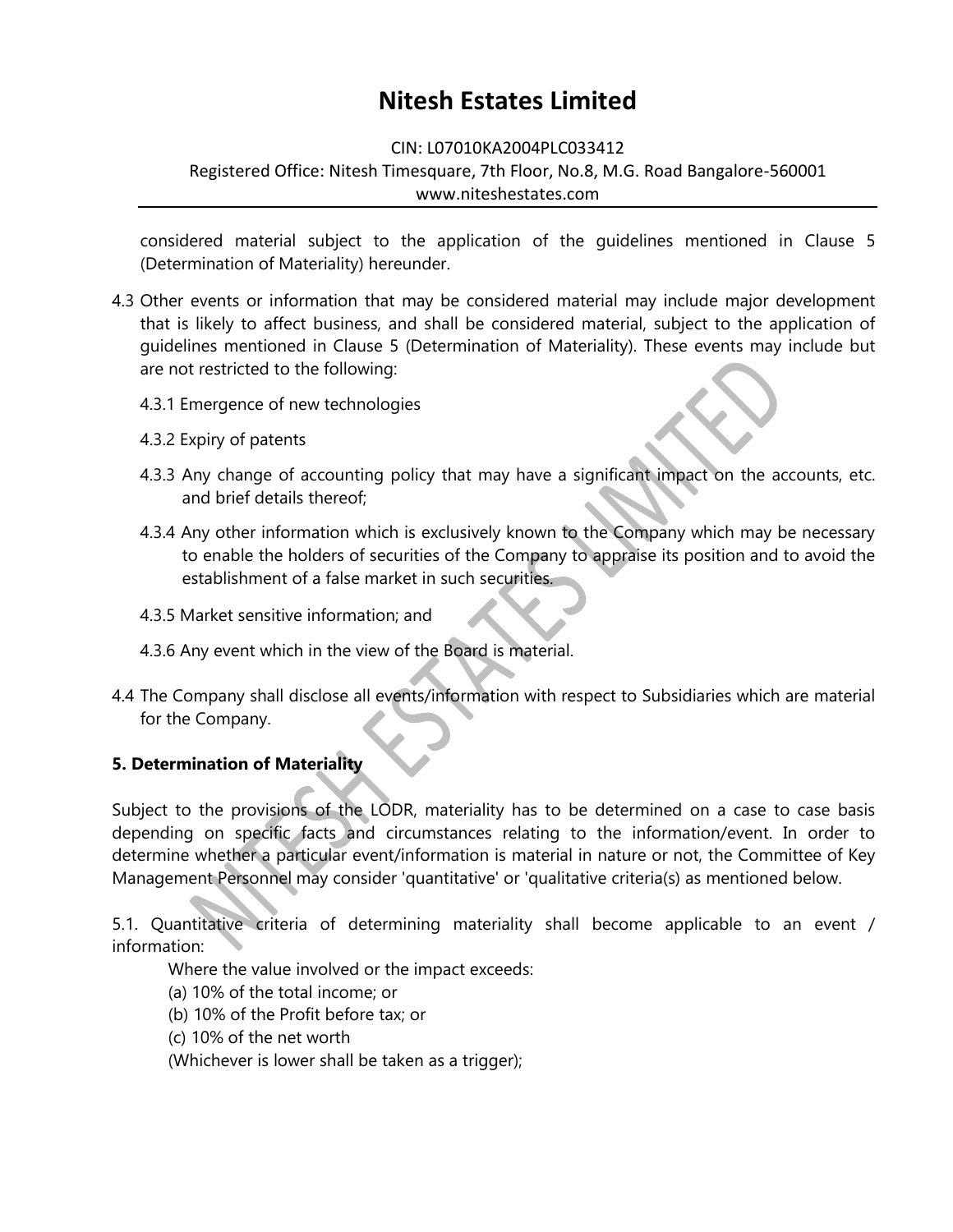considered material subject to the application of the guidelines mentioned in Clause 5 (Determination of Materiality) hereunder.

4.3 Other events or information that may be considered material may include major development that is likely to affect business, and shall be considered material, subject to the application of guidelines mentioned in Clause 5 (Determination of Materiality). These events may include but are not restricted to the following:

4.3.1 Emergence of new technologies

4.3.2 Expiry of patents

4.3.3 Any change of accounting policy that may have a significant impact on the accounts, etc. and brief details thereof;

4.3.4 Any other information which is exclusively known to the Company which may be necessary to enable the holders of securities of the Company to appraise its position and to avoid the establishment of a false market in such securities.

4.3.5 Market sensitive information; and

4.3.6 Any event which in the view of the Board is material.

4.4 The Company shall disclose all events/information with respect to Subsidiaries which are material for the Company.

**5. Determination of Materiality**

Subject to the provisions of the LODR, materiality has to be determined on a case to case basis depending on specific facts and circumstances relating to the information/event. In order to determine whether a particular event/information is material in nature or not, the Committee of Key Management Personnel may consider 'quantitative' or 'qualitative criteria(s) as mentioned below.

5.1. Quantitative criteria of determining materiality shall become applicable to an event / information:

Where the value involved or the impact exceeds:
(a) 10% of the total income; or
(b) 10% of the Profit before tax; or
(c) 10% of the net worth
(Whichever is lower shall be taken as a trigger);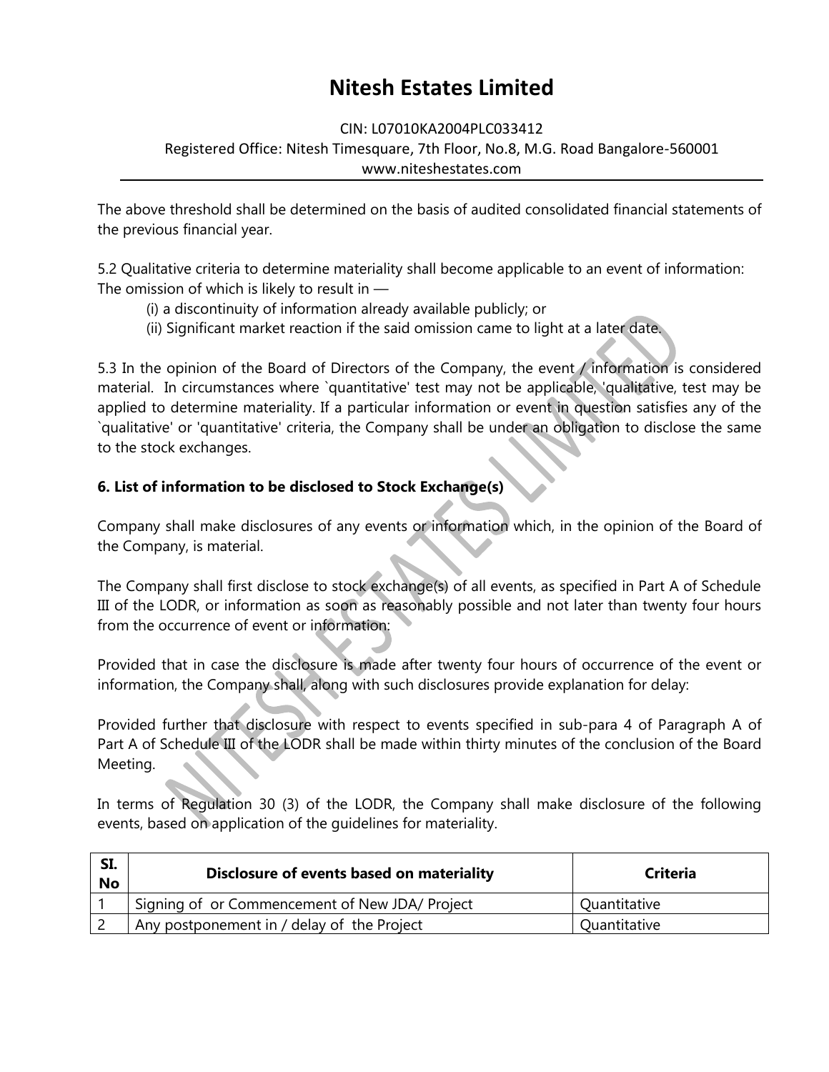The above threshold shall be determined on the basis of audited consolidated financial statements of the previous financial year.

5.2 Qualitative criteria to determine materiality shall become applicable to an event of information: The omission of which is likely to result in —

(i) a discontinuity of information already available publicly; or

(ii) Significant market reaction if the said omission came to light at a later date.

5.3 In the opinion of the Board of Directors of the Company, the event / information is considered material. In circumstances where `quantitative' test may not be applicable, 'qualitative, test may be applied to determine materiality. If a particular information or event in question satisfies any of the `qualitative' or 'quantitative' criteria, the Company shall be under an obligation to disclose the same to the stock exchanges.

**6. List of information to be disclosed to Stock Exchange(s)**

Company shall make disclosures of any events or information which, in the opinion of the Board of the Company, is material.

The Company shall first disclose to stock exchange(s) of all events, as specified in Part A of Schedule III of the LODR, or information as soon as reasonably possible and not later than twenty four hours from the occurrence of event or information:

Provided that in case the disclosure is made after twenty four hours of occurrence of the event or information, the Company shall, along with such disclosures provide explanation for delay:

Provided further that disclosure with respect to events specified in sub-para 4 of Paragraph A of Part A of Schedule III of the LODR shall be made within thirty minutes of the conclusion of the Board Meeting.

In terms of Regulation 30 (3) of the LODR, the Company shall make disclosure of the following events, based on application of the guidelines for materiality.

| Sl. No | Disclosure of events based on materiality | Criteria |
|---|---|---|
| 1 | Signing of or Commencement of New JDA/ Project | Quantitative |
| 2 | Any postponement in / delay of the Project | Quantitative |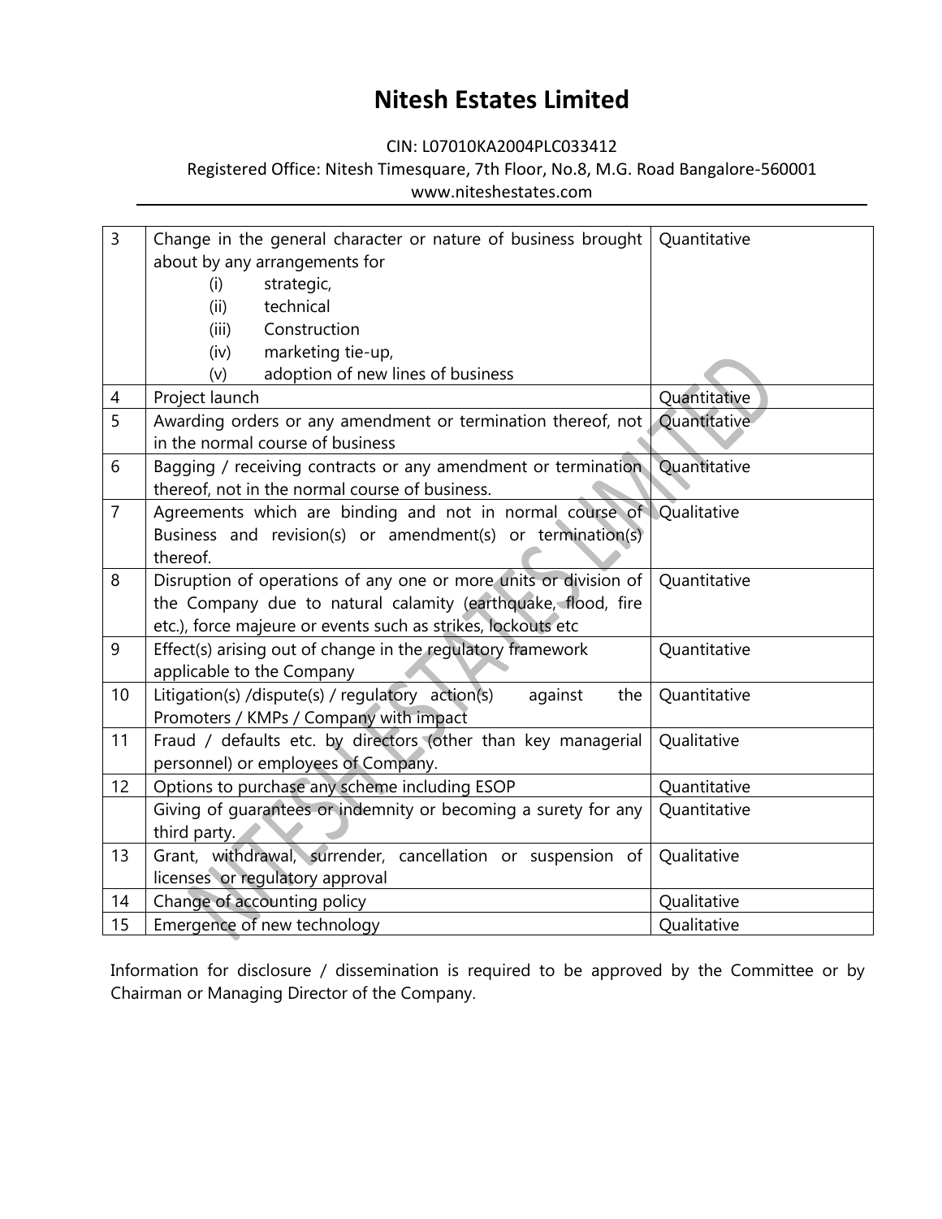# Nitesh Estates Limited

CIN: L07010KA2004PLC033412

Registered Office: Nitesh Timesquare, 7th Floor, No.8, M.G. Road Bangalore-560001

www.niteshestates.com

| | | |
|---|---|---|
| 3 | Change in the general character or nature of business brought about by any arrangements for<br>(i) strategic,<br>(ii) technical<br>(iii) Construction<br>(iv) marketing tie-up,<br>(v) adoption of new lines of business | Quantitative |
| 4 | Project launch | Quantitative |
| 5 | Awarding orders or any amendment or termination thereof, not in the normal course of business | Quantitative |
| 6 | Bagging / receiving contracts or any amendment or termination thereof, not in the normal course of business. | Quantitative |
| 7 | Agreements which are binding and not in normal course of Business and revision(s) or amendment(s) or termination(s) thereof. | Qualitative |
| 8 | Disruption of operations of any one or more units or division of the Company due to natural calamity (earthquake, flood, fire etc.), force majeure or events such as strikes, lockouts etc | Quantitative |
| 9 | Effect(s) arising out of change in the regulatory framework applicable to the Company | Quantitative |
| 10 | Litigation(s) /dispute(s) / regulatory action(s) against the Promoters / KMPs / Company with impact | Quantitative |
| 11 | Fraud / defaults etc. by directors (other than key managerial personnel) or employees of Company. | Qualitative |
| 12 | Options to purchase any scheme including ESOP | Quantitative |
| | Giving of guarantees or indemnity or becoming a surety for any third party. | Quantitative |
| 13 | Grant, withdrawal, surrender, cancellation or suspension of licenses or regulatory approval | Qualitative |
| 14 | Change of accounting policy | Qualitative |
| 15 | Emergence of new technology | Qualitative |

Information for disclosure / dissemination is required to be approved by the Committee or by Chairman or Managing Director of the Company.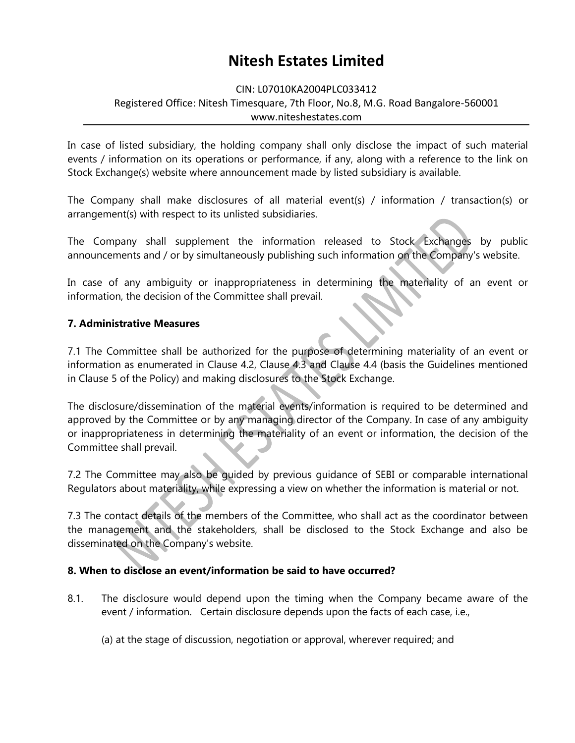In case of listed subsidiary, the holding company shall only disclose the impact of such material events / information on its operations or performance, if any, along with a reference to the link on Stock Exchange(s) website where announcement made by listed subsidiary is available.

The Company shall make disclosures of all material event(s) / information / transaction(s) or arrangement(s) with respect to its unlisted subsidiaries.

The Company shall supplement the information released to Stock Exchanges by public announcements and / or by simultaneously publishing such information on the Company's website.

In case of any ambiguity or inappropriateness in determining the materiality of an event or information, the decision of the Committee shall prevail.

**7. Administrative Measures**

7.1 The Committee shall be authorized for the purpose of determining materiality of an event or information as enumerated in Clause 4.2, Clause 4.3 and Clause 4.4 (basis the Guidelines mentioned in Clause 5 of the Policy) and making disclosures to the Stock Exchange.

The disclosure/dissemination of the material events/information is required to be determined and approved by the Committee or by any managing director of the Company. In case of any ambiguity or inappropriateness in determining the materiality of an event or information, the decision of the Committee shall prevail.

7.2 The Committee may also be guided by previous guidance of SEBI or comparable international Regulators about materiality, while expressing a view on whether the information is material or not.

7.3 The contact details of the members of the Committee, who shall act as the coordinator between the management and the stakeholders, shall be disclosed to the Stock Exchange and also be disseminated on the Company's website.

**8. When to disclose an event/information be said to have occurred?**

8.1. The disclosure would depend upon the timing when the Company became aware of the event / information. Certain disclosure depends upon the facts of each case, i.e.,

(a) at the stage of discussion, negotiation or approval, wherever required; and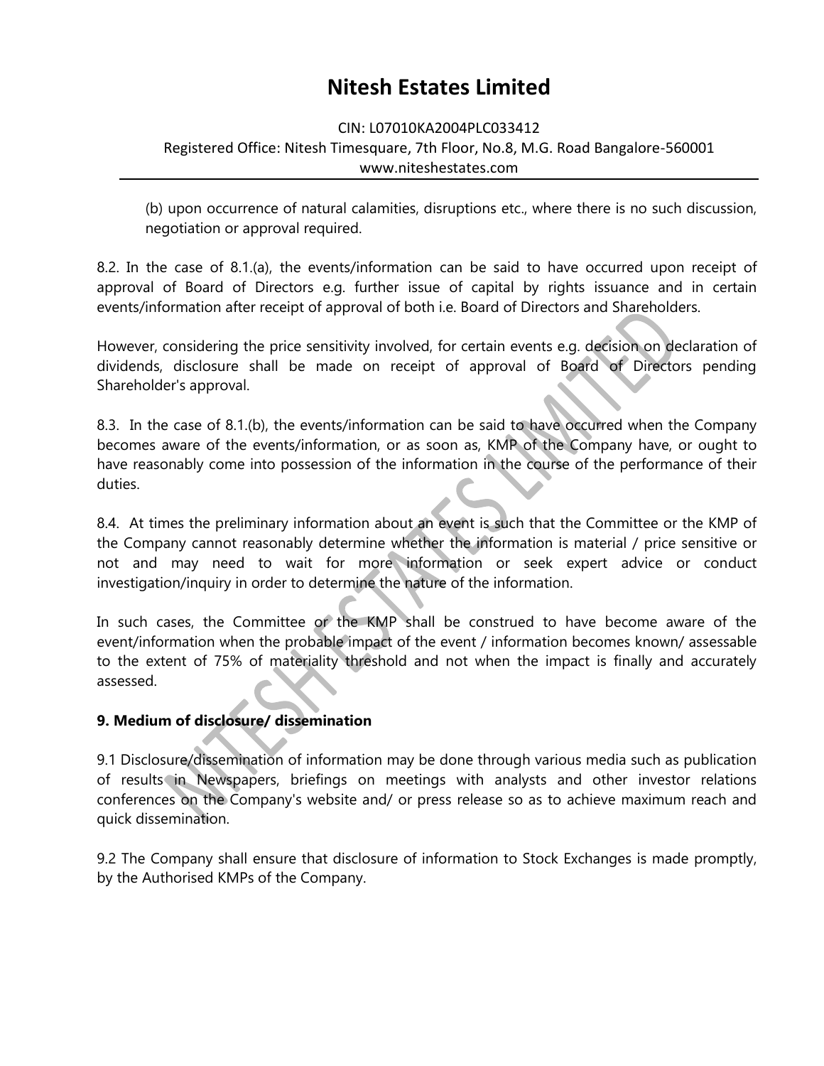(b) upon occurrence of natural calamities, disruptions etc., where there is no such discussion, negotiation or approval required.

8.2. In the case of 8.1.(a), the events/information can be said to have occurred upon receipt of approval of Board of Directors e.g. further issue of capital by rights issuance and in certain events/information after receipt of approval of both i.e. Board of Directors and Shareholders.

However, considering the price sensitivity involved, for certain events e.g. decision on declaration of dividends, disclosure shall be made on receipt of approval of Board of Directors pending Shareholder's approval.

8.3. In the case of 8.1.(b), the events/information can be said to have occurred when the Company becomes aware of the events/information, or as soon as, KMP of the Company have, or ought to have reasonably come into possession of the information in the course of the performance of their duties.

8.4. At times the preliminary information about an event is such that the Committee or the KMP of the Company cannot reasonably determine whether the information is material / price sensitive or not and may need to wait for more information or seek expert advice or conduct investigation/inquiry in order to determine the nature of the information.

In such cases, the Committee or the KMP shall be construed to have become aware of the event/information when the probable impact of the event / information becomes known/ assessable to the extent of 75% of materiality threshold and not when the impact is finally and accurately assessed.

**9. Medium of disclosure/ dissemination**

9.1 Disclosure/dissemination of information may be done through various media such as publication of results in Newspapers, briefings on meetings with analysts and other investor relations conferences on the Company's website and/ or press release so as to achieve maximum reach and quick dissemination.

9.2 The Company shall ensure that disclosure of information to Stock Exchanges is made promptly, by the Authorised KMPs of the Company.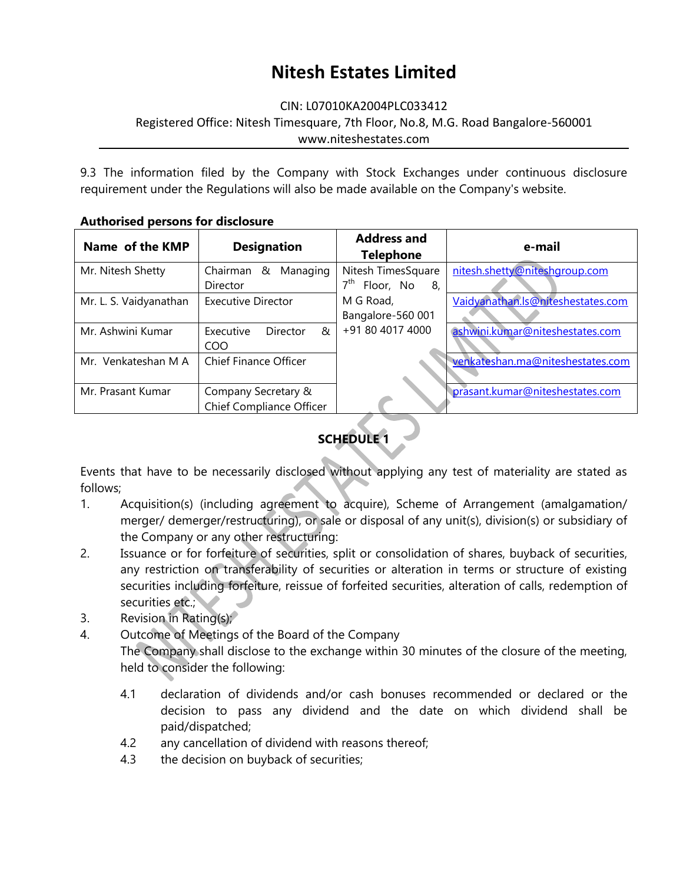9.3 The information filed by the Company with Stock Exchanges under continuous disclosure requirement under the Regulations will also be made available on the Company's website.

**Authorised persons for disclosure**

| Name of the KMP | Designation | Address and Telephone | e-mail |
|---|---|---|---|
| Mr. Nitesh Shetty | Chairman & Managing Director | Nitesh TimesSquare 7th Floor, No 8, M G Road, Bangalore-560 001 +91 80 4017 4000 | nitesh.shetty@niteshgroup.com |
| Mr. L. S. Vaidyanathan | Executive Director | | Vaidyanathan.ls@niteshestates.com |
| Mr. Ashwini Kumar | Executive Director & COO | | ashwini.kumar@niteshestates.com |
| Mr. Venkateshan M A | Chief Finance Officer | | venkateshan.ma@niteshestates.com |
| Mr. Prasant Kumar | Company Secretary & Chief Compliance Officer | | prasant.kumar@niteshestates.com |

## SCHEDULE 1

Events that have to be necessarily disclosed without applying any test of materiality are stated as follows;

1. Acquisition(s) (including agreement to acquire), Scheme of Arrangement (amalgamation/ merger/ demerger/restructuring), or sale or disposal of any unit(s), division(s) or subsidiary of the Company or any other restructuring:
2. Issuance or for forfeiture of securities, split or consolidation of shares, buyback of securities, any restriction on transferability of securities or alteration in terms or structure of existing securities including forfeiture, reissue of forfeited securities, alteration of calls, redemption of securities etc.;
3. Revision in Rating(s);
4. Outcome of Meetings of the Board of the Company

   The Company shall disclose to the exchange within 30 minutes of the closure of the meeting, held to consider the following:

   4.1 declaration of dividends and/or cash bonuses recommended or declared or the decision to pass any dividend and the date on which dividend shall be paid/dispatched;

   4.2 any cancellation of dividend with reasons thereof;

   4.3 the decision on buyback of securities;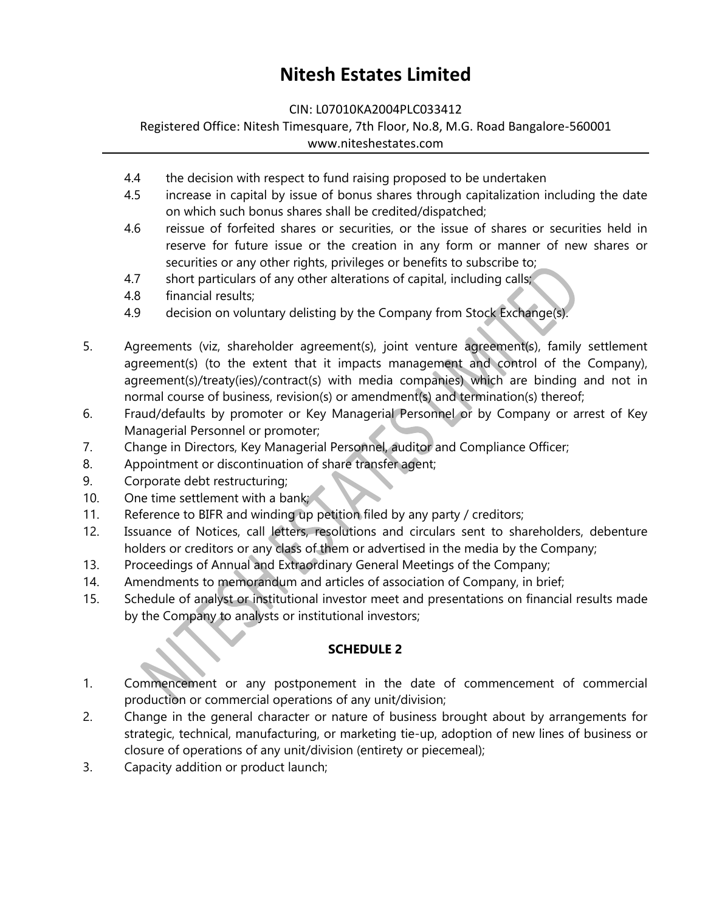4.4 the decision with respect to fund raising proposed to be undertaken

4.5 increase in capital by issue of bonus shares through capitalization including the date on which such bonus shares shall be credited/dispatched;

4.6 reissue of forfeited shares or securities, or the issue of shares or securities held in reserve for future issue or the creation in any form or manner of new shares or securities or any other rights, privileges or benefits to subscribe to;

4.7 short particulars of any other alterations of capital, including calls;

4.8 financial results;

4.9 decision on voluntary delisting by the Company from Stock Exchange(s).

5. Agreements (viz, shareholder agreement(s), joint venture agreement(s), family settlement agreement(s) (to the extent that it impacts management and control of the Company), agreement(s)/treaty(ies)/contract(s) with media companies) which are binding and not in normal course of business, revision(s) or amendment(s) and termination(s) thereof;
6. Fraud/defaults by promoter or Key Managerial Personnel or by Company or arrest of Key Managerial Personnel or promoter;
7. Change in Directors, Key Managerial Personnel, auditor and Compliance Officer;
8. Appointment or discontinuation of share transfer agent;
9. Corporate debt restructuring;
10. One time settlement with a bank;
11. Reference to BIFR and winding up petition filed by any party / creditors;
12. Issuance of Notices, call letters, resolutions and circulars sent to shareholders, debenture holders or creditors or any class of them or advertised in the media by the Company;
13. Proceedings of Annual and Extraordinary General Meetings of the Company;
14. Amendments to memorandum and articles of association of Company, in brief;
15. Schedule of analyst or institutional investor meet and presentations on financial results made by the Company to analysts or institutional investors;

**SCHEDULE 2**

1. Commencement or any postponement in the date of commencement of commercial production or commercial operations of any unit/division;
2. Change in the general character or nature of business brought about by arrangements for strategic, technical, manufacturing, or marketing tie-up, adoption of new lines of business or closure of operations of any unit/division (entirety or piecemeal);
3. Capacity addition or product launch;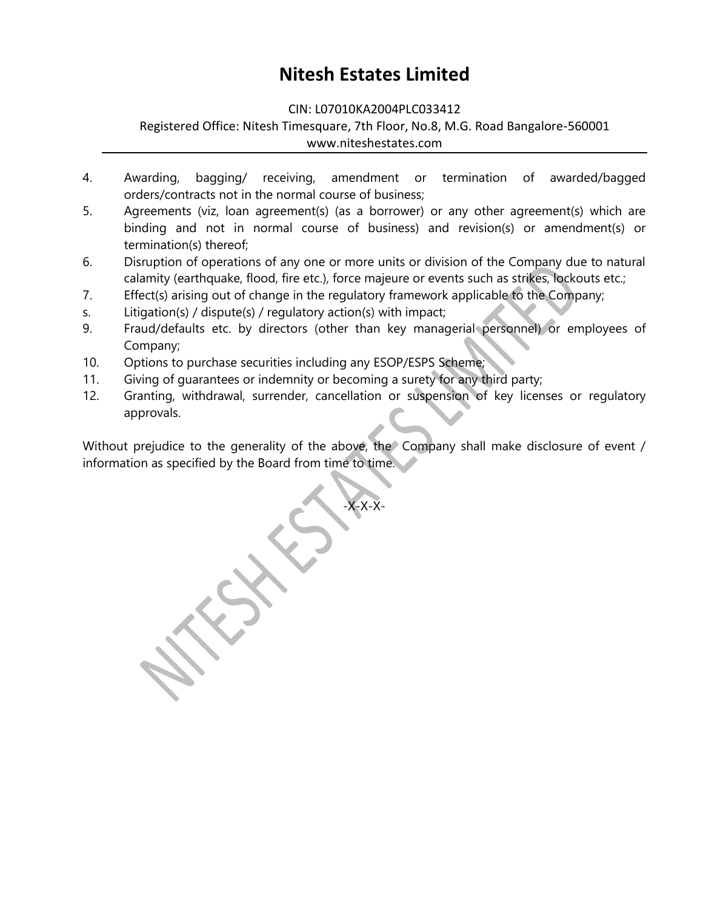4. Awarding, bagging/ receiving, amendment or termination of awarded/bagged orders/contracts not in the normal course of business;
5. Agreements (viz, loan agreement(s) (as a borrower) or any other agreement(s) which are binding and not in normal course of business) and revision(s) or amendment(s) or termination(s) thereof;
6. Disruption of operations of any one or more units or division of the Company due to natural calamity (earthquake, flood, fire etc.), force majeure or events such as strikes, lockouts etc.;
7. Effect(s) arising out of change in the regulatory framework applicable to the Company;

s. Litigation(s) / dispute(s) / regulatory action(s) with impact;

9. Fraud/defaults etc. by directors (other than key managerial personnel) or employees of Company;
10. Options to purchase securities including any ESOP/ESPS Scheme;
11. Giving of guarantees or indemnity or becoming a surety for any third party;
12. Granting, withdrawal, surrender, cancellation or suspension of key licenses or regulatory approvals.

Without prejudice to the generality of the above, the Company shall make disclosure of event / information as specified by the Board from time to time.

-X-X-X-